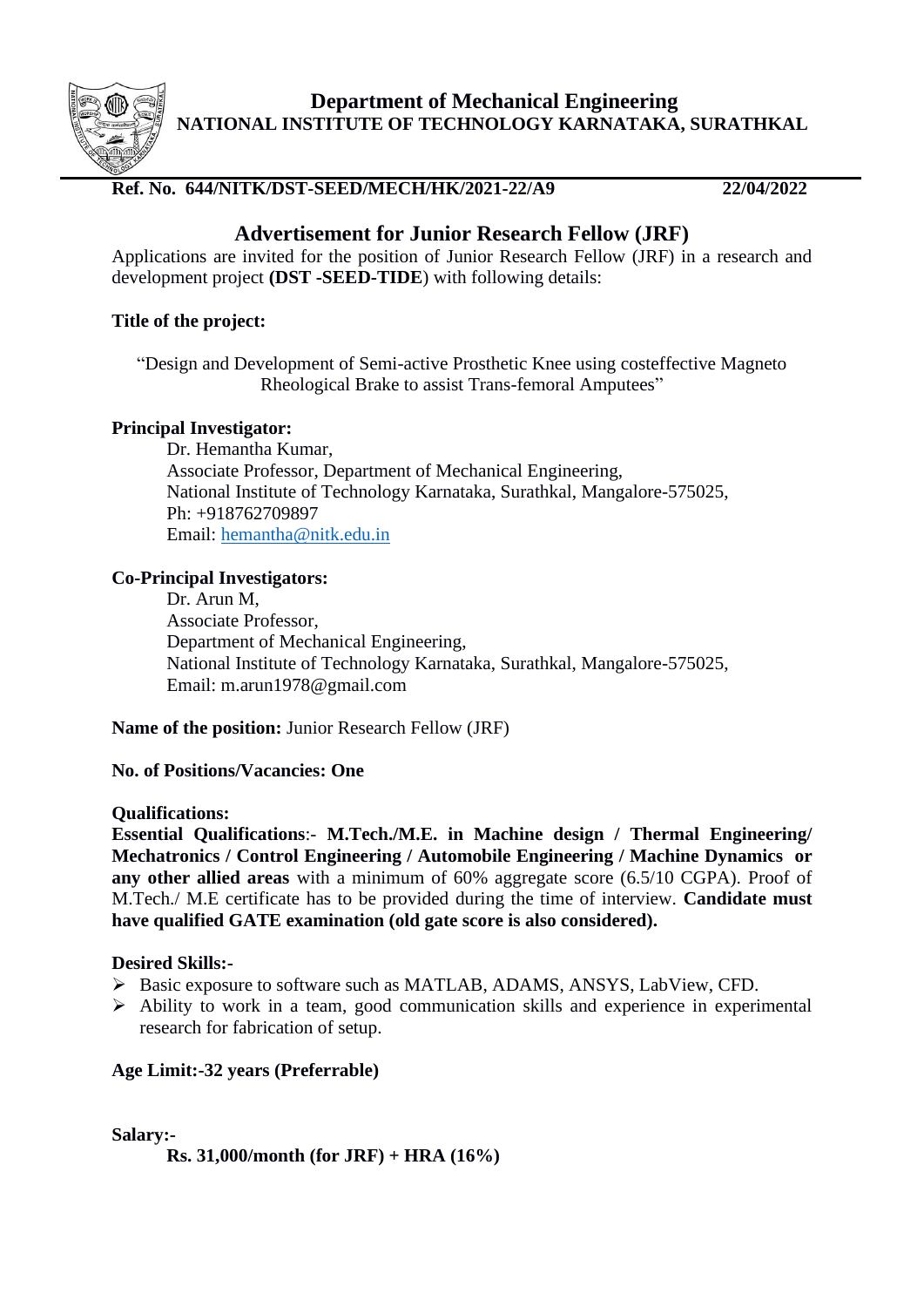# Department of Mechanical Engineering

## NATIONAL INSTITUTE OF TECHNOLOGY KARNATAKA, SURATHKAL

**Ref. No. 644/NITK/DST-SEED/MECH/HK/2021-22/A9** **22/04/2022**

## Advertisement for Junior Research Fellow (JRF)

Applications are invited for the position of Junior Research Fellow (JRF) in a research and development project **(DST -SEED-TIDE**) with following details:

**Title of the project:**

"Design and Development of Semi-active Prosthetic Knee using costeffective Magneto Rheological Brake to assist Trans-femoral Amputees"

**Principal Investigator:**

Dr. Hemantha Kumar,
Associate Professor, Department of Mechanical Engineering,
National Institute of Technology Karnataka, Surathkal, Mangalore-575025,
Ph: +918762709897
Email: hemantha@nitk.edu.in

**Co-Principal Investigators:**

Dr. Arun M,
Associate Professor,
Department of Mechanical Engineering,
National Institute of Technology Karnataka, Surathkal, Mangalore-575025,
Email: m.arun1978@gmail.com

**Name of the position:** Junior Research Fellow (JRF)

**No. of Positions/Vacancies: One**

**Qualifications:**

**Essential Qualifications**:- **M.Tech./M.E. in Machine design / Thermal Engineering/ Mechatronics / Control Engineering / Automobile Engineering / Machine Dynamics or any other allied areas** with a minimum of 60% aggregate score (6.5/10 CGPA). Proof of M.Tech./ M.E certificate has to be provided during the time of interview. **Candidate must have qualified GATE examination (old gate score is also considered).**

**Desired Skills:-**

- Basic exposure to software such as MATLAB, ADAMS, ANSYS, LabView, CFD.
- Ability to work in a team, good communication skills and experience in experimental research for fabrication of setup.

**Age Limit:-32 years (Preferrable)**

**Salary:-**

**Rs. 31,000/month (for JRF) + HRA (16%)**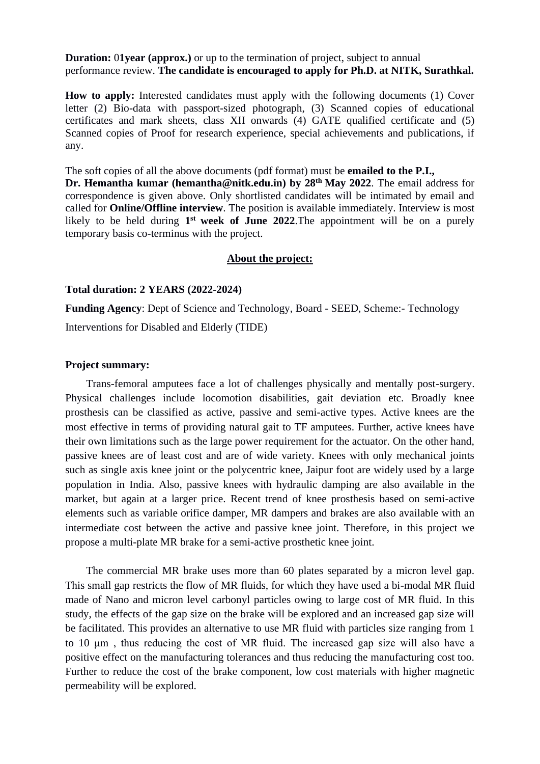**Duration:** 0**1year (approx.)** or up to the termination of project, subject to annual performance review. **The candidate is encouraged to apply for Ph.D. at NITK, Surathkal.**

**How to apply:** Interested candidates must apply with the following documents (1) Cover letter (2) Bio-data with passport-sized photograph, (3) Scanned copies of educational certificates and mark sheets, class XII onwards (4) GATE qualified certificate and (5) Scanned copies of Proof for research experience, special achievements and publications, if any.

The soft copies of all the above documents (pdf format) must be **emailed to the P.I., Dr. Hemantha kumar (hemantha@nitk.edu.in) by 28th May 2022**. The email address for correspondence is given above. Only shortlisted candidates will be intimated by email and called for **Online/Offline interview**. The position is available immediately. Interview is most likely to be held during **1st week of June 2022**.The appointment will be on a purely temporary basis co-terminus with the project.

**About the project:**

**Total duration: 2 YEARS (2022-2024)**

**Funding Agency**: Dept of Science and Technology, Board - SEED, Scheme:- Technology Interventions for Disabled and Elderly (TIDE)

**Project summary:**

Trans-femoral amputees face a lot of challenges physically and mentally post-surgery. Physical challenges include locomotion disabilities, gait deviation etc. Broadly knee prosthesis can be classified as active, passive and semi-active types. Active knees are the most effective in terms of providing natural gait to TF amputees. Further, active knees have their own limitations such as the large power requirement for the actuator. On the other hand, passive knees are of least cost and are of wide variety. Knees with only mechanical joints such as single axis knee joint or the polycentric knee, Jaipur foot are widely used by a large population in India. Also, passive knees with hydraulic damping are also available in the market, but again at a larger price. Recent trend of knee prosthesis based on semi-active elements such as variable orifice damper, MR dampers and brakes are also available with an intermediate cost between the active and passive knee joint. Therefore, in this project we propose a multi-plate MR brake for a semi-active prosthetic knee joint.

The commercial MR brake uses more than 60 plates separated by a micron level gap. This small gap restricts the flow of MR fluids, for which they have used a bi-modal MR fluid made of Nano and micron level carbonyl particles owing to large cost of MR fluid. In this study, the effects of the gap size on the brake will be explored and an increased gap size will be facilitated. This provides an alternative to use MR fluid with particles size ranging from 1 to 10 μm , thus reducing the cost of MR fluid. The increased gap size will also have a positive effect on the manufacturing tolerances and thus reducing the manufacturing cost too. Further to reduce the cost of the brake component, low cost materials with higher magnetic permeability will be explored.